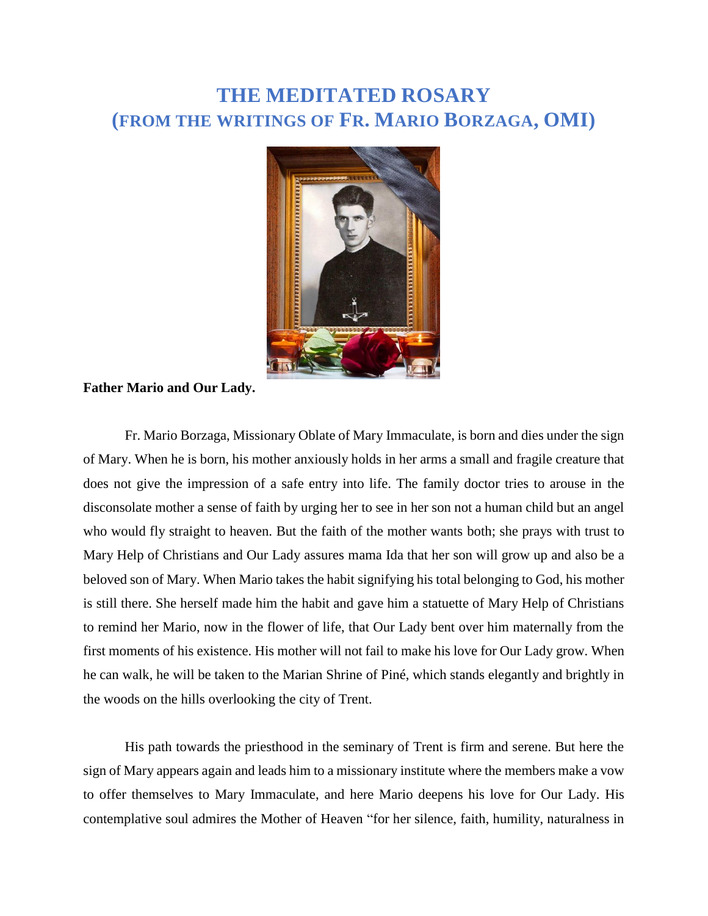# THE MEDITATED ROSARY
## (FROM THE WRITINGS OF FR. MARIO BORZAGA, OMI)

**Father Mario and Our Lady.**

Fr. Mario Borzaga, Missionary Oblate of Mary Immaculate, is born and dies under the sign of Mary. When he is born, his mother anxiously holds in her arms a small and fragile creature that does not give the impression of a safe entry into life. The family doctor tries to arouse in the disconsolate mother a sense of faith by urging her to see in her son not a human child but an angel who would fly straight to heaven. But the faith of the mother wants both; she prays with trust to Mary Help of Christians and Our Lady assures mama Ida that her son will grow up and also be a beloved son of Mary. When Mario takes the habit signifying his total belonging to God, his mother is still there. She herself made him the habit and gave him a statuette of Mary Help of Christians to remind her Mario, now in the flower of life, that Our Lady bent over him maternally from the first moments of his existence. His mother will not fail to make his love for Our Lady grow. When he can walk, he will be taken to the Marian Shrine of Piné, which stands elegantly and brightly in the woods on the hills overlooking the city of Trent.

His path towards the priesthood in the seminary of Trent is firm and serene. But here the sign of Mary appears again and leads him to a missionary institute where the members make a vow to offer themselves to Mary Immaculate, and here Mario deepens his love for Our Lady. His contemplative soul admires the Mother of Heaven "for her silence, faith, humility, naturalness in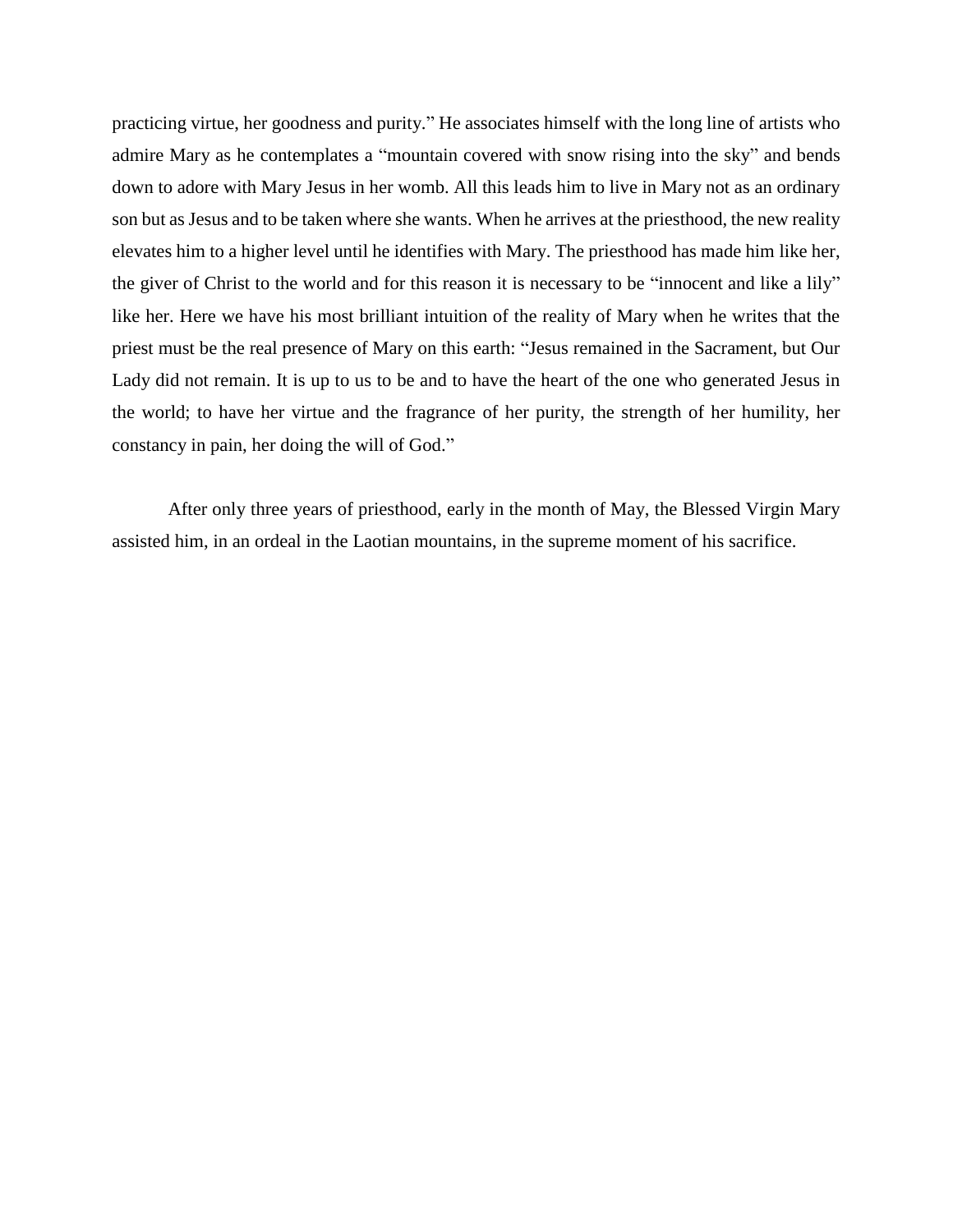practicing virtue, her goodness and purity." He associates himself with the long line of artists who admire Mary as he contemplates a "mountain covered with snow rising into the sky" and bends down to adore with Mary Jesus in her womb. All this leads him to live in Mary not as an ordinary son but as Jesus and to be taken where she wants. When he arrives at the priesthood, the new reality elevates him to a higher level until he identifies with Mary. The priesthood has made him like her, the giver of Christ to the world and for this reason it is necessary to be "innocent and like a lily" like her. Here we have his most brilliant intuition of the reality of Mary when he writes that the priest must be the real presence of Mary on this earth: "Jesus remained in the Sacrament, but Our Lady did not remain. It is up to us to be and to have the heart of the one who generated Jesus in the world; to have her virtue and the fragrance of her purity, the strength of her humility, her constancy in pain, her doing the will of God."

After only three years of priesthood, early in the month of May, the Blessed Virgin Mary assisted him, in an ordeal in the Laotian mountains, in the supreme moment of his sacrifice.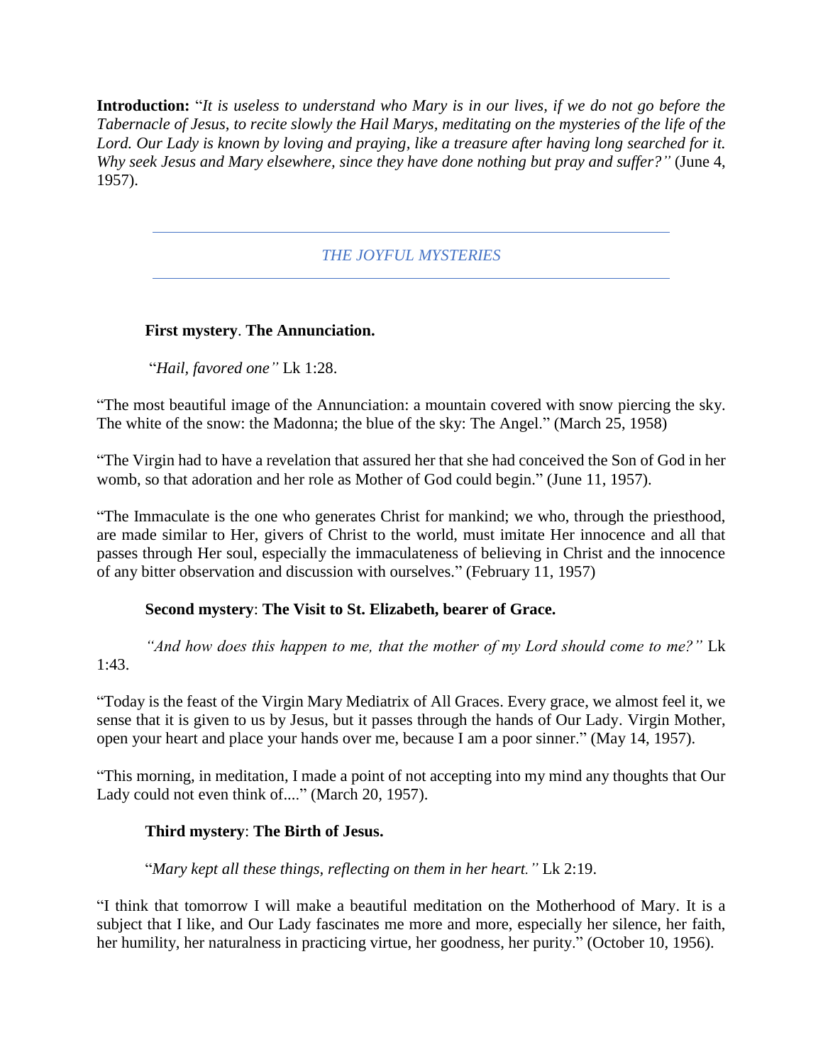**Introduction:** "*It is useless to understand who Mary is in our lives, if we do not go before the Tabernacle of Jesus, to recite slowly the Hail Marys, meditating on the mysteries of the life of the Lord. Our Lady is known by loving and praying, like a treasure after having long searched for it. Why seek Jesus and Mary elsewhere, since they have done nothing but pray and suffer?"* (June 4, 1957).

---

## *THE JOYFUL MYSTERIES*

---

**First mystery**. **The Annunciation.**

"*Hail, favored one"* Lk 1:28.

"The most beautiful image of the Annunciation: a mountain covered with snow piercing the sky. The white of the snow: the Madonna; the blue of the sky: The Angel." (March 25, 1958)

"The Virgin had to have a revelation that assured her that she had conceived the Son of God in her womb, so that adoration and her role as Mother of God could begin." (June 11, 1957).

"The Immaculate is the one who generates Christ for mankind; we who, through the priesthood, are made similar to Her, givers of Christ to the world, must imitate Her innocence and all that passes through Her soul, especially the immaculateness of believing in Christ and the innocence of any bitter observation and discussion with ourselves." (February 11, 1957)

**Second mystery**: **The Visit to St. Elizabeth, bearer of Grace.**

*"And how does this happen to me, that the mother of my Lord should come to me?"* Lk 1:43.

"Today is the feast of the Virgin Mary Mediatrix of All Graces. Every grace, we almost feel it, we sense that it is given to us by Jesus, but it passes through the hands of Our Lady. Virgin Mother, open your heart and place your hands over me, because I am a poor sinner." (May 14, 1957).

"This morning, in meditation, I made a point of not accepting into my mind any thoughts that Our Lady could not even think of...." (March 20, 1957).

**Third mystery**: **The Birth of Jesus.**

"*Mary kept all these things, reflecting on them in her heart."* Lk 2:19.

"I think that tomorrow I will make a beautiful meditation on the Motherhood of Mary. It is a subject that I like, and Our Lady fascinates me more and more, especially her silence, her faith, her humility, her naturalness in practicing virtue, her goodness, her purity." (October 10, 1956).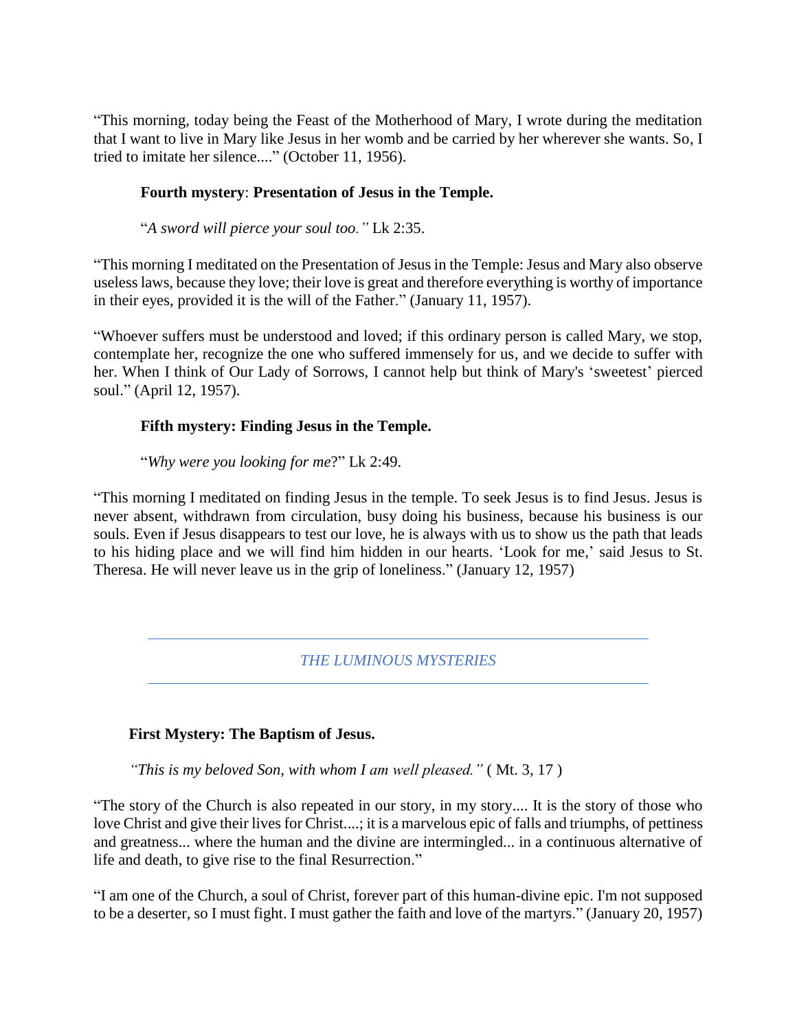"This morning, today being the Feast of the Motherhood of Mary, I wrote during the meditation that I want to live in Mary like Jesus in her womb and be carried by her wherever she wants. So, I tried to imitate her silence...." (October 11, 1956).

**Fourth mystery**: **Presentation of Jesus in the Temple.**

"*A sword will pierce your soul too."* Lk 2:35.

"This morning I meditated on the Presentation of Jesus in the Temple: Jesus and Mary also observe useless laws, because they love; their love is great and therefore everything is worthy of importance in their eyes, provided it is the will of the Father." (January 11, 1957).

"Whoever suffers must be understood and loved; if this ordinary person is called Mary, we stop, contemplate her, recognize the one who suffered immensely for us, and we decide to suffer with her. When I think of Our Lady of Sorrows, I cannot help but think of Mary's 'sweetest' pierced soul." (April 12, 1957).

**Fifth mystery: Finding Jesus in the Temple.**

"*Why were you looking for me*?" Lk 2:49.

"This morning I meditated on finding Jesus in the temple. To seek Jesus is to find Jesus. Jesus is never absent, withdrawn from circulation, busy doing his business, because his business is our souls. Even if Jesus disappears to test our love, he is always with us to show us the path that leads to his hiding place and we will find him hidden in our hearts. 'Look for me,' said Jesus to St. Theresa. He will never leave us in the grip of loneliness." (January 12, 1957)

---

## *THE LUMINOUS MYSTERIES*

---

**First Mystery: The Baptism of Jesus.**

*"This is my beloved Son, with whom I am well pleased."* ( Mt. 3, 17 )

"The story of the Church is also repeated in our story, in my story.... It is the story of those who love Christ and give their lives for Christ....; it is a marvelous epic of falls and triumphs, of pettiness and greatness... where the human and the divine are intermingled... in a continuous alternative of life and death, to give rise to the final Resurrection."

"I am one of the Church, a soul of Christ, forever part of this human-divine epic. I'm not supposed to be a deserter, so I must fight. I must gather the faith and love of the martyrs." (January 20, 1957)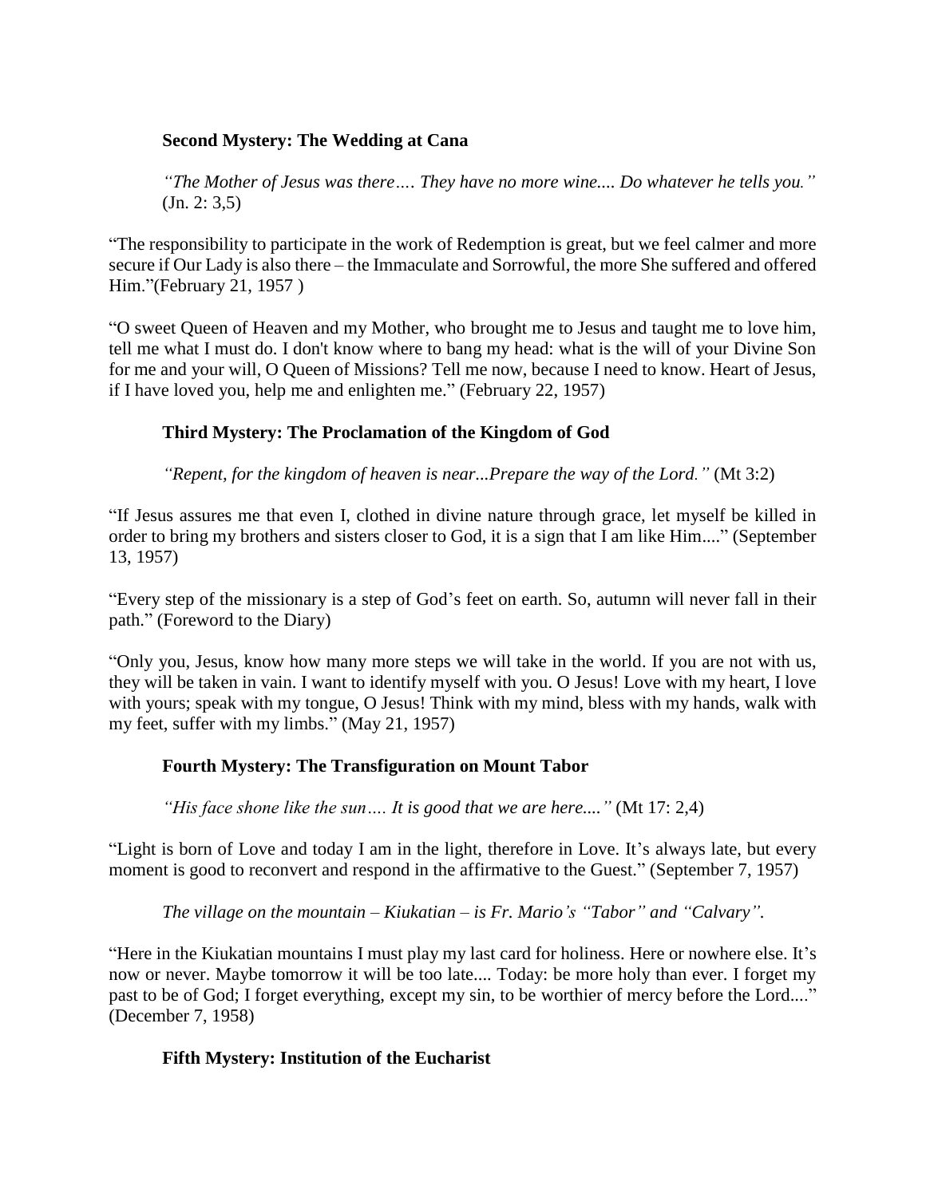### Second Mystery: The Wedding at Cana

*"The Mother of Jesus was there…. They have no more wine.... Do whatever he tells you."* (Jn. 2: 3,5)

"The responsibility to participate in the work of Redemption is great, but we feel calmer and more secure if Our Lady is also there – the Immaculate and Sorrowful, the more She suffered and offered Him."(February 21, 1957 )

"O sweet Queen of Heaven and my Mother, who brought me to Jesus and taught me to love him, tell me what I must do. I don't know where to bang my head: what is the will of your Divine Son for me and your will, O Queen of Missions? Tell me now, because I need to know. Heart of Jesus, if I have loved you, help me and enlighten me." (February 22, 1957)

### Third Mystery: The Proclamation of the Kingdom of God

*"Repent, for the kingdom of heaven is near...Prepare the way of the Lord."* (Mt 3:2)

"If Jesus assures me that even I, clothed in divine nature through grace, let myself be killed in order to bring my brothers and sisters closer to God, it is a sign that I am like Him...." (September 13, 1957)

"Every step of the missionary is a step of God's feet on earth. So, autumn will never fall in their path." (Foreword to the Diary)

"Only you, Jesus, know how many more steps we will take in the world. If you are not with us, they will be taken in vain. I want to identify myself with you. O Jesus! Love with my heart, I love with yours; speak with my tongue, O Jesus! Think with my mind, bless with my hands, walk with my feet, suffer with my limbs." (May 21, 1957)

### Fourth Mystery: The Transfiguration on Mount Tabor

*"His face shone like the sun…. It is good that we are here...."* (Mt 17: 2,4)

"Light is born of Love and today I am in the light, therefore in Love. It's always late, but every moment is good to reconvert and respond in the affirmative to the Guest." (September 7, 1957)

*The village on the mountain – Kiukatian – is Fr. Mario's "Tabor" and "Calvary".*

"Here in the Kiukatian mountains I must play my last card for holiness. Here or nowhere else. It's now or never. Maybe tomorrow it will be too late.... Today: be more holy than ever. I forget my past to be of God; I forget everything, except my sin, to be worthier of mercy before the Lord...." (December 7, 1958)

### Fifth Mystery: Institution of the Eucharist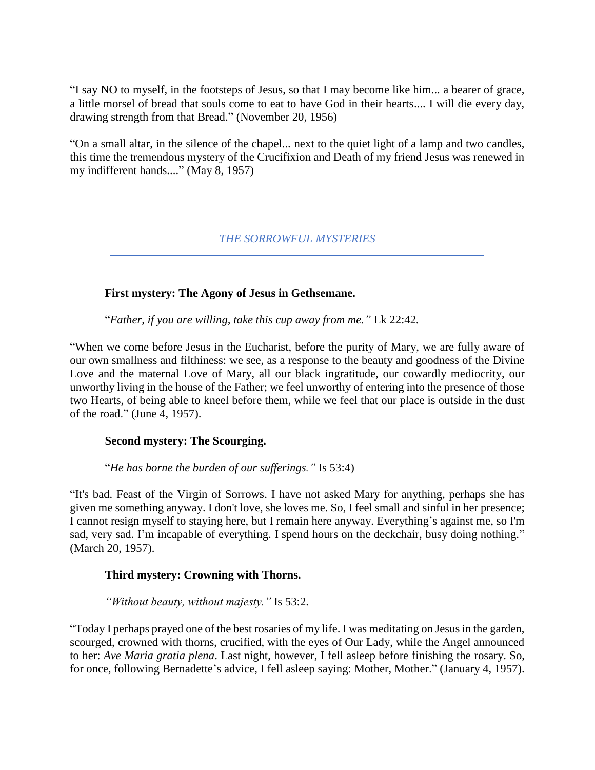"I say NO to myself, in the footsteps of Jesus, so that I may become like him... a bearer of grace, a little morsel of bread that souls come to eat to have God in their hearts.... I will die every day, drawing strength from that Bread." (November 20, 1956)

"On a small altar, in the silence of the chapel... next to the quiet light of a lamp and two candles, this time the tremendous mystery of the Crucifixion and Death of my friend Jesus was renewed in my indifferent hands...." (May 8, 1957)

---

## *THE SORROWFUL MYSTERIES*

---

**First mystery: The Agony of Jesus in Gethsemane.**

"*Father, if you are willing, take this cup away from me."* Lk 22:42.

"When we come before Jesus in the Eucharist, before the purity of Mary, we are fully aware of our own smallness and filthiness: we see, as a response to the beauty and goodness of the Divine Love and the maternal Love of Mary, all our black ingratitude, our cowardly mediocrity, our unworthy living in the house of the Father; we feel unworthy of entering into the presence of those two Hearts, of being able to kneel before them, while we feel that our place is outside in the dust of the road." (June 4, 1957).

**Second mystery: The Scourging.**

"*He has borne the burden of our sufferings."* Is 53:4)

"It's bad. Feast of the Virgin of Sorrows. I have not asked Mary for anything, perhaps she has given me something anyway. I don't love, she loves me. So, I feel small and sinful in her presence; I cannot resign myself to staying here, but I remain here anyway. Everything's against me, so I'm sad, very sad. I'm incapable of everything. I spend hours on the deckchair, busy doing nothing." (March 20, 1957).

**Third mystery: Crowning with Thorns.**

*"Without beauty, without majesty."* Is 53:2.

"Today I perhaps prayed one of the best rosaries of my life. I was meditating on Jesus in the garden, scourged, crowned with thorns, crucified, with the eyes of Our Lady, while the Angel announced to her: *Ave Maria gratia plena*. Last night, however, I fell asleep before finishing the rosary. So, for once, following Bernadette's advice, I fell asleep saying: Mother, Mother." (January 4, 1957).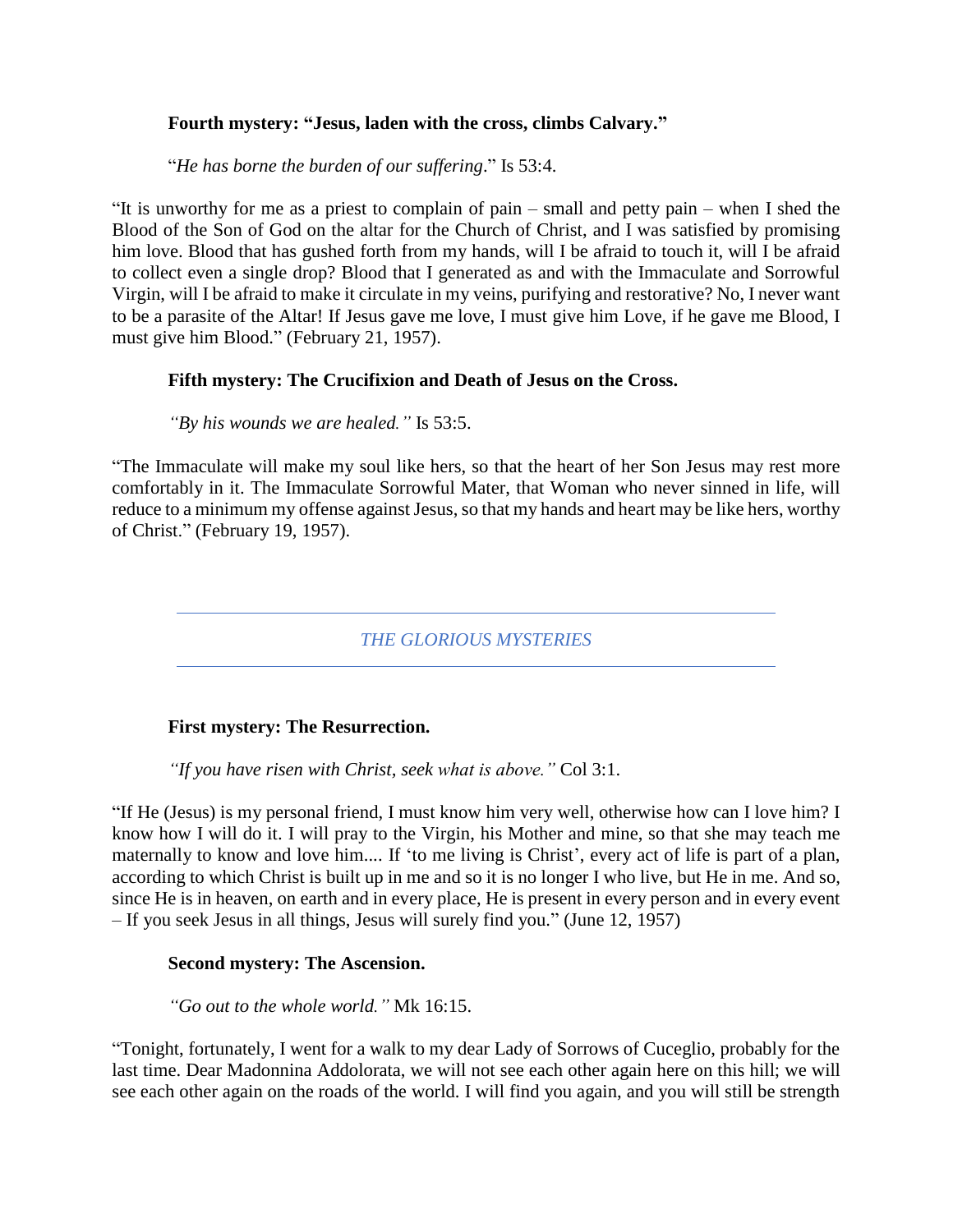**Fourth mystery: "Jesus, laden with the cross, climbs Calvary."**

"*He has borne the burden of our suffering*." Is 53:4.

"It is unworthy for me as a priest to complain of pain – small and petty pain – when I shed the Blood of the Son of God on the altar for the Church of Christ, and I was satisfied by promising him love. Blood that has gushed forth from my hands, will I be afraid to touch it, will I be afraid to collect even a single drop? Blood that I generated as and with the Immaculate and Sorrowful Virgin, will I be afraid to make it circulate in my veins, purifying and restorative? No, I never want to be a parasite of the Altar! If Jesus gave me love, I must give him Love, if he gave me Blood, I must give him Blood." (February 21, 1957).

**Fifth mystery: The Crucifixion and Death of Jesus on the Cross.**

*"By his wounds we are healed."* Is 53:5.

"The Immaculate will make my soul like hers, so that the heart of her Son Jesus may rest more comfortably in it. The Immaculate Sorrowful Mater, that Woman who never sinned in life, will reduce to a minimum my offense against Jesus, so that my hands and heart may be like hers, worthy of Christ." (February 19, 1957).

---

## *THE GLORIOUS MYSTERIES*

---

**First mystery: The Resurrection.**

*"If you have risen with Christ, seek what is above."* Col 3:1.

"If He (Jesus) is my personal friend, I must know him very well, otherwise how can I love him? I know how I will do it. I will pray to the Virgin, his Mother and mine, so that she may teach me maternally to know and love him.... If 'to me living is Christ', every act of life is part of a plan, according to which Christ is built up in me and so it is no longer I who live, but He in me. And so, since He is in heaven, on earth and in every place, He is present in every person and in every event – If you seek Jesus in all things, Jesus will surely find you." (June 12, 1957)

**Second mystery: The Ascension.**

*"Go out to the whole world."* Mk 16:15.

"Tonight, fortunately, I went for a walk to my dear Lady of Sorrows of Cuceglio, probably for the last time. Dear Madonnina Addolorata, we will not see each other again here on this hill; we will see each other again on the roads of the world. I will find you again, and you will still be strength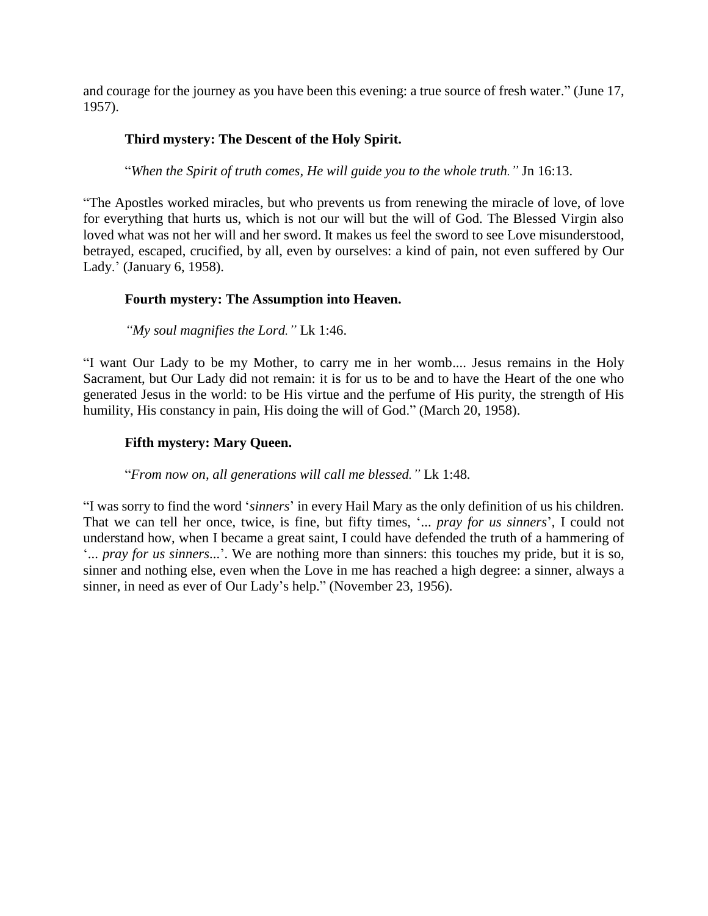and courage for the journey as you have been this evening: a true source of fresh water." (June 17, 1957).

**Third mystery: The Descent of the Holy Spirit.**

"*When the Spirit of truth comes, He will guide you to the whole truth."* Jn 16:13.

"The Apostles worked miracles, but who prevents us from renewing the miracle of love, of love for everything that hurts us, which is not our will but the will of God. The Blessed Virgin also loved what was not her will and her sword. It makes us feel the sword to see Love misunderstood, betrayed, escaped, crucified, by all, even by ourselves: a kind of pain, not even suffered by Our Lady.' (January 6, 1958).

**Fourth mystery: The Assumption into Heaven.**

*"My soul magnifies the Lord."* Lk 1:46.

"I want Our Lady to be my Mother, to carry me in her womb.... Jesus remains in the Holy Sacrament, but Our Lady did not remain: it is for us to be and to have the Heart of the one who generated Jesus in the world: to be His virtue and the perfume of His purity, the strength of His humility, His constancy in pain, His doing the will of God." (March 20, 1958).

**Fifth mystery: Mary Queen.**

"*From now on, all generations will call me blessed."* Lk 1:48.

"I was sorry to find the word '*sinners*' in every Hail Mary as the only definition of us his children. That we can tell her once, twice, is fine, but fifty times, '... *pray for us sinners*', I could not understand how, when I became a great saint, I could have defended the truth of a hammering of '... *pray for us sinners*...'. We are nothing more than sinners: this touches my pride, but it is so, sinner and nothing else, even when the Love in me has reached a high degree: a sinner, always a sinner, in need as ever of Our Lady's help." (November 23, 1956).